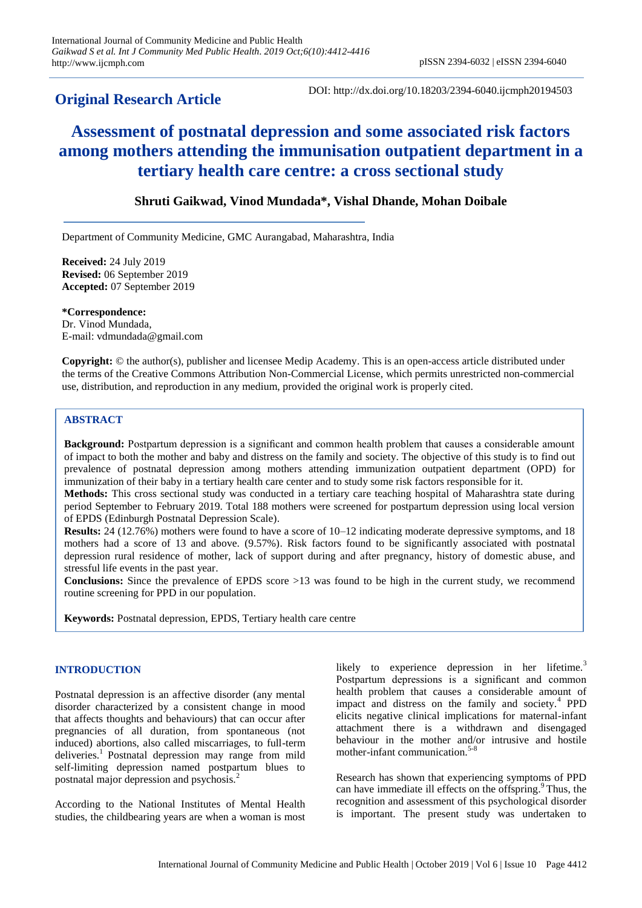## Original Research Article

DOI: http://dx.doi.org/10.18203/2394-6040.ijcmph20194503

# Assessment of postnatal depression and some associated risk factors among mothers attending the immunisation outpatient department in a tertiary health care centre: a cross sectional study

**Shruti Gaikwad, Vinod Mundada*, Vishal Dhande, Mohan Doibale**

Department of Community Medicine, GMC Aurangabad, Maharashtra, India

**Received:** 24 July 2019
**Revised:** 06 September 2019
**Accepted:** 07 September 2019

***Correspondence:**
Dr. Vinod Mundada,
E-mail: vdmundada@gmail.com

**Copyright:** © the author(s), publisher and licensee Medip Academy. This is an open-access article distributed under the terms of the Creative Commons Attribution Non-Commercial License, which permits unrestricted non-commercial use, distribution, and reproduction in any medium, provided the original work is properly cited.

## ABSTRACT

**Background:** Postpartum depression is a significant and common health problem that causes a considerable amount of impact to both the mother and baby and distress on the family and society. The objective of this study is to find out prevalence of postnatal depression among mothers attending immunization outpatient department (OPD) for immunization of their baby in a tertiary health care center and to study some risk factors responsible for it.

**Methods:** This cross sectional study was conducted in a tertiary care teaching hospital of Maharashtra state during period September to February 2019. Total 188 mothers were screened for postpartum depression using local version of EPDS (Edinburgh Postnatal Depression Scale).

**Results:** 24 (12.76%) mothers were found to have a score of 10–12 indicating moderate depressive symptoms, and 18 mothers had a score of 13 and above. (9.57%). Risk factors found to be significantly associated with postnatal depression rural residence of mother, lack of support during and after pregnancy, history of domestic abuse, and stressful life events in the past year.

**Conclusions:** Since the prevalence of EPDS score >13 was found to be high in the current study, we recommend routine screening for PPD in our population.

**Keywords:** Postnatal depression, EPDS, Tertiary health care centre

## INTRODUCTION

Postnatal depression is an affective disorder (any mental disorder characterized by a consistent change in mood that affects thoughts and behaviours) that can occur after pregnancies of all duration, from spontaneous (not induced) abortions, also called miscarriages, to full-term deliveries.[1] Postnatal depression may range from mild self-limiting depression named postpartum blues to postnatal major depression and psychosis.[2]

According to the National Institutes of Mental Health studies, the childbearing years are when a woman is most likely to experience depression in her lifetime.[3] Postpartum depressions is a significant and common health problem that causes a considerable amount of impact and distress on the family and society.[4] PPD elicits negative clinical implications for maternal-infant attachment there is a withdrawn and disengaged behaviour in the mother and/or intrusive and hostile mother-infant communication.[5-8]

Research has shown that experiencing symptoms of PPD can have immediate ill effects on the offspring.[9] Thus, the recognition and assessment of this psychological disorder is important. The present study was undertaken to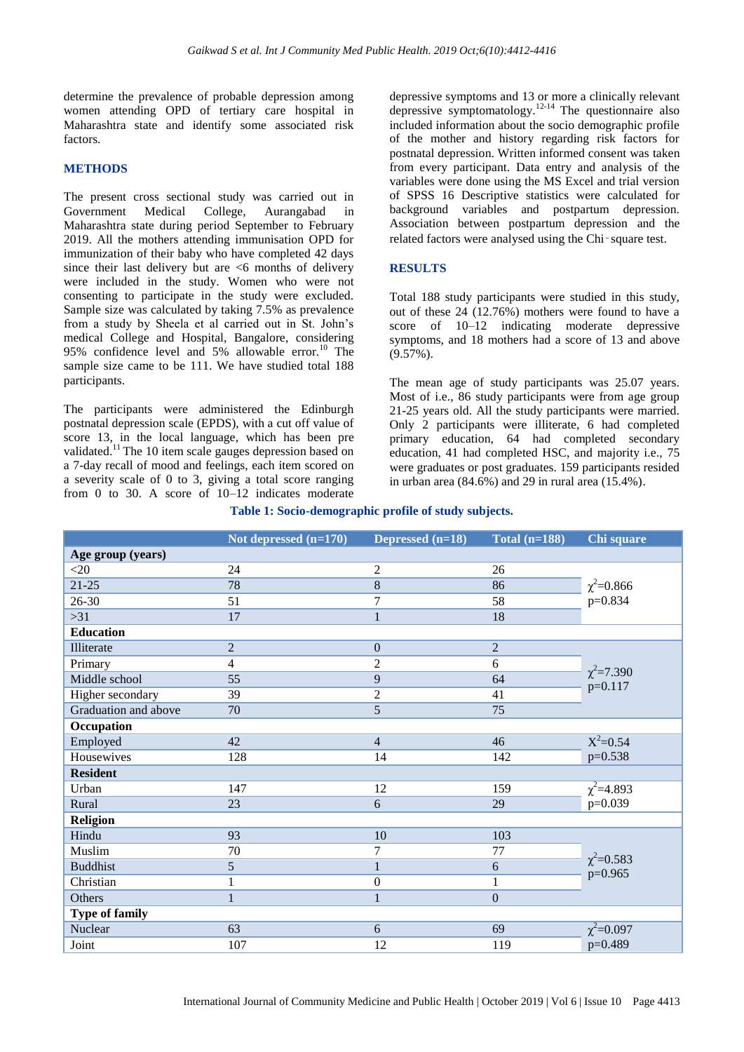determine the prevalence of probable depression among women attending OPD of tertiary care hospital in Maharashtra state and identify some associated risk factors.

## METHODS

The present cross sectional study was carried out in Government Medical College, Aurangabad in Maharashtra state during period September to February 2019. All the mothers attending immunisation OPD for immunization of their baby who have completed 42 days since their last delivery but are <6 months of delivery were included in the study. Women who were not consenting to participate in the study were excluded. Sample size was calculated by taking 7.5% as prevalence from a study by Sheela et al carried out in St. John's medical College and Hospital, Bangalore, considering 95% confidence level and 5% allowable error.[10] The sample size came to be 111. We have studied total 188 participants.

The participants were administered the Edinburgh postnatal depression scale (EPDS), with a cut off value of score 13, in the local language, which has been pre validated.[11] The 10 item scale gauges depression based on a 7-day recall of mood and feelings, each item scored on a severity scale of 0 to 3, giving a total score ranging from 0 to 30. A score of 10–12 indicates moderate depressive symptoms and 13 or more a clinically relevant depressive symptomatology.[12-14] The questionnaire also included information about the socio demographic profile of the mother and history regarding risk factors for postnatal depression. Written informed consent was taken from every participant. Data entry and analysis of the variables were done using the MS Excel and trial version of SPSS 16 Descriptive statistics were calculated for background variables and postpartum depression. Association between postpartum depression and the related factors were analysed using the Chi-square test.

## RESULTS

Total 188 study participants were studied in this study, out of these 24 (12.76%) mothers were found to have a score of 10–12 indicating moderate depressive symptoms, and 18 mothers had a score of 13 and above (9.57%).

The mean age of study participants was 25.07 years. Most of i.e., 86 study participants were from age group 21-25 years old. All the study participants were married. Only 2 participants were illiterate, 6 had completed primary education, 64 had completed secondary education, 41 had completed HSC, and majority i.e., 75 were graduates or post graduates. 159 participants resided in urban area (84.6%) and 29 in rural area (15.4%).

**Table 1: Socio-demographic profile of study subjects.**

| | Not depressed (n=170) | Depressed (n=18) | Total (n=188) | Chi square |
|---|---|---|---|---|
| **Age group (years)** | | | | |
| <20 | 24 | 2 | 26 | $\chi^2$=0.866 p=0.834 |
| 21-25 | 78 | 8 | 86 | |
| 26-30 | 51 | 7 | 58 | |
| >31 | 17 | 1 | 18 | |
| **Education** | | | | |
| Illiterate | 2 | 0 | 2 | $\chi^2$=7.390 p=0.117 |
| Primary | 4 | 2 | 6 | |
| Middle school | 55 | 9 | 64 | |
| Higher secondary | 39 | 2 | 41 | |
| Graduation and above | 70 | 5 | 75 | |
| **Occupation** | | | | |
| Employed | 42 | 4 | 46 | $X^2$=0.54 p=0.538 |
| Housewives | 128 | 14 | 142 | |
| **Resident** | | | | |
| Urban | 147 | 12 | 159 | $\chi^2$=4.893 p=0.039 |
| Rural | 23 | 6 | 29 | |
| **Religion** | | | | |
| Hindu | 93 | 10 | 103 | $\chi^2$=0.583 p=0.965 |
| Muslim | 70 | 7 | 77 | |
| Buddhist | 5 | 1 | 6 | |
| Christian | 1 | 0 | 1 | |
| Others | 1 | 1 | 0 | |
| **Type of family** | | | | |
| Nuclear | 63 | 6 | 69 | $\chi^2$=0.097 p=0.489 |
| Joint | 107 | 12 | 119 | |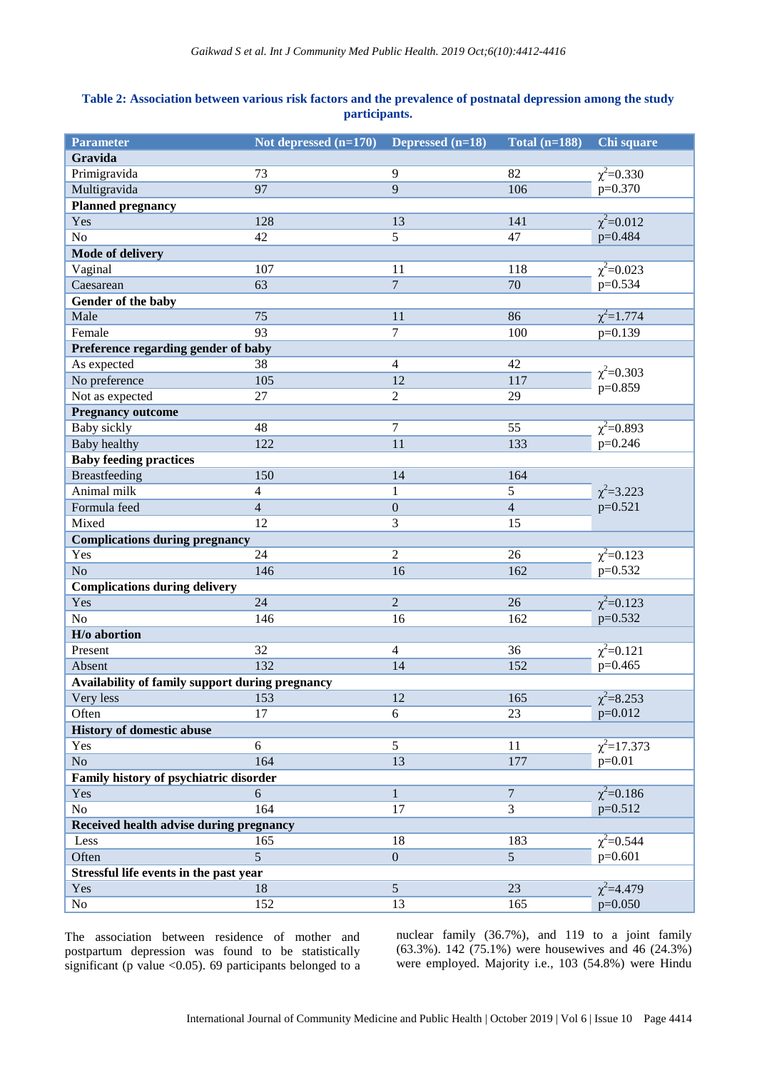**Table 2: Association between various risk factors and the prevalence of postnatal depression among the study participants.**

| Parameter | Not depressed (n=170) | Depressed (n=18) | Total (n=188) | Chi square |
|---|---|---|---|---|
| **Gravida** | | | | |
| Primigravida | 73 | 9 | 82 | $\chi^2$=0.330 |
| Multigravida | 97 | 9 | 106 | p=0.370 |
| **Planned pregnancy** | | | | |
| Yes | 128 | 13 | 141 | $\chi^2$=0.012 |
| No | 42 | 5 | 47 | p=0.484 |
| **Mode of delivery** | | | | |
| Vaginal | 107 | 11 | 118 | $\chi^2$=0.023 |
| Caesarean | 63 | 7 | 70 | p=0.534 |
| **Gender of the baby** | | | | |
| Male | 75 | 11 | 86 | $\chi^2$=1.774 |
| Female | 93 | 7 | 100 | p=0.139 |
| **Preference regarding gender of baby** | | | | |
| As expected | 38 | 4 | 42 | |
| No preference | 105 | 12 | 117 | $\chi^2$=0.303 p=0.859 |
| Not as expected | 27 | 2 | 29 | |
| **Pregnancy outcome** | | | | |
| Baby sickly | 48 | 7 | 55 | $\chi^2$=0.893 |
| Baby healthy | 122 | 11 | 133 | p=0.246 |
| **Baby feeding practices** | | | | |
| Breastfeeding | 150 | 14 | 164 | |
| Animal milk | 4 | 1 | 5 | $\chi^2$=3.223 |
| Formula feed | 4 | 0 | 4 | p=0.521 |
| Mixed | 12 | 3 | 15 | |
| **Complications during pregnancy** | | | | |
| Yes | 24 | 2 | 26 | $\chi^2$=0.123 |
| No | 146 | 16 | 162 | p=0.532 |
| **Complications during delivery** | | | | |
| Yes | 24 | 2 | 26 | $\chi^2$=0.123 |
| No | 146 | 16 | 162 | p=0.532 |
| **H/o abortion** | | | | |
| Present | 32 | 4 | 36 | $\chi^2$=0.121 |
| Absent | 132 | 14 | 152 | p=0.465 |
| **Availability of family support during pregnancy** | | | | |
| Very less | 153 | 12 | 165 | $\chi^2$=8.253 |
| Often | 17 | 6 | 23 | p=0.012 |
| **History of domestic abuse** | | | | |
| Yes | 6 | 5 | 11 | $\chi^2$=17.373 |
| No | 164 | 13 | 177 | p=0.01 |
| **Family history of psychiatric disorder** | | | | |
| Yes | 6 | 1 | 7 | $\chi^2$=0.186 |
| No | 164 | 17 | 3 | p=0.512 |
| **Received health advise during pregnancy** | | | | |
| Less | 165 | 18 | 183 | $\chi^2$=0.544 |
| Often | 5 | 0 | 5 | p=0.601 |
| **Stressful life events in the past year** | | | | |
| Yes | 18 | 5 | 23 | $\chi^2$=4.479 |
| No | 152 | 13 | 165 | p=0.050 |

The association between residence of mother and postpartum depression was found to be statistically significant (p value <0.05). 69 participants belonged to a nuclear family (36.7%), and 119 to a joint family (63.3%). 142 (75.1%) were housewives and 46 (24.3%) were employed. Majority i.e., 103 (54.8%) were Hindu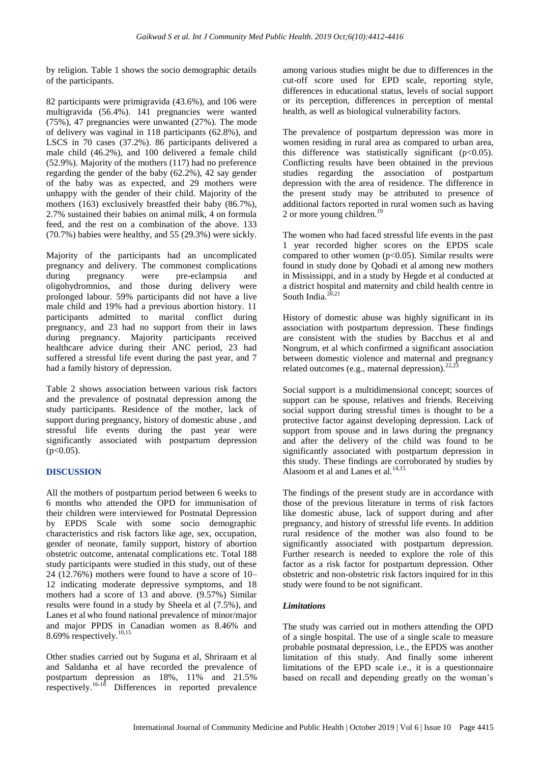by religion. Table 1 shows the socio demographic details of the participants.

82 participants were primigravida (43.6%), and 106 were multigravida (56.4%). 141 pregnancies were wanted (75%), 47 pregnancies were unwanted (27%). The mode of delivery was vaginal in 118 participants (62.8%), and LSCS in 70 cases (37.2%). 86 participants delivered a male child (46.2%), and 100 delivered a female child (52.9%). Majority of the mothers (117) had no preference regarding the gender of the baby (62.2%), 42 say gender of the baby was as expected, and 29 mothers were unhappy with the gender of their child. Majority of the mothers (163) exclusively breastfed their baby (86.7%), 2.7% sustained their babies on animal milk, 4 on formula feed, and the rest on a combination of the above. 133 (70.7%) babies were healthy, and 55 (29.3%) were sickly.

Majority of the participants had an uncomplicated pregnancy and delivery. The commonest complications during pregnancy were pre-eclampsia and oligohydromnios, and those during delivery were prolonged labour. 59% participants did not have a live male child and 19% had a previous abortion history. 11 participants admitted to marital conflict during pregnancy, and 23 had no support from their in laws during pregnancy. Majority participants received healthcare advice during their ANC period, 23 had suffered a stressful life event during the past year, and 7 had a family history of depression.

Table 2 shows association between various risk factors and the prevalence of postnatal depression among the study participants. Residence of the mother, lack of support during pregnancy, history of domestic abuse , and stressful life events during the past year were significantly associated with postpartum depression ($p<0.05$).

## DISCUSSION

All the mothers of postpartum period between 6 weeks to 6 months who attended the OPD for immunisation of their children were interviewed for Postnatal Depression by EPDS Scale with some socio demographic characteristics and risk factors like age, sex, occupation, gender of neonate, family support, history of abortion obstetric outcome, antenatal complications etc. Total 188 study participants were studied in this study, out of these 24 (12.76%) mothers were found to have a score of 10–12 indicating moderate depressive symptoms, and 18 mothers had a score of 13 and above. (9.57%) Similar results were found in a study by Sheela et al (7.5%), and Lanes et al who found national prevalence of minor/major and major PPDS in Canadian women as 8.46% and 8.69% respectively.[10,15]

Other studies carried out by Suguna et al, Shriraam et al and Saldanha et al have recorded the prevalence of postpartum depression as 18%, 11% and 21.5% respectively.[16-18] Differences in reported prevalence among various studies might be due to differences in the cut-off score used for EPD scale, reporting style, differences in educational status, levels of social support or its perception, differences in perception of mental health, as well as biological vulnerability factors.

The prevalence of postpartum depression was more in women residing in rural area as compared to urban area, this difference was statistically significant ($p<0.05$). Conflicting results have been obtained in the previous studies regarding the association of postpartum depression with the area of residence. The difference in the present study may be attributed to presence of additional factors reported in rural women such as having 2 or more young children.[19]

The women who had faced stressful life events in the past 1 year recorded higher scores on the EPDS scale compared to other women ($p<0.05$). Similar results were found in study done by Qobadi et al among new mothers in Mississippi, and in a study by Hegde et al conducted at a district hospital and maternity and child health centre in South India.[20,21]

History of domestic abuse was highly significant in its association with postpartum depression. These findings are consistent with the studies by Bacchus et al and Nongrum, et al which confirmed a significant association between domestic violence and maternal and pregnancy related outcomes (e.g., maternal depression).[22,23]

Social support is a multidimensional concept; sources of support can be spouse, relatives and friends. Receiving social support during stressful times is thought to be a protective factor against developing depression. Lack of support from spouse and in laws during the pregnancy and after the delivery of the child was found to be significantly associated with postpartum depression in this study. These findings are corroborated by studies by Alasoom et al and Lanes et al.[14,15]

The findings of the present study are in accordance with those of the previous literature in terms of risk factors like domestic abuse, lack of support during and after pregnancy, and history of stressful life events. In addition rural residence of the mother was also found to be significantly associated with postpartum depression. Further research is needed to explore the role of this factor as a risk factor for postpartum depression. Other obstetric and non-obstetric risk factors inquired for in this study were found to be not significant.

### *Limitations*

The study was carried out in mothers attending the OPD of a single hospital. The use of a single scale to measure probable postnatal depression, i.e., the EPDS was another limitation of this study. And finally some inherent limitations of the EPD scale i.e., it is a questionnaire based on recall and depending greatly on the woman's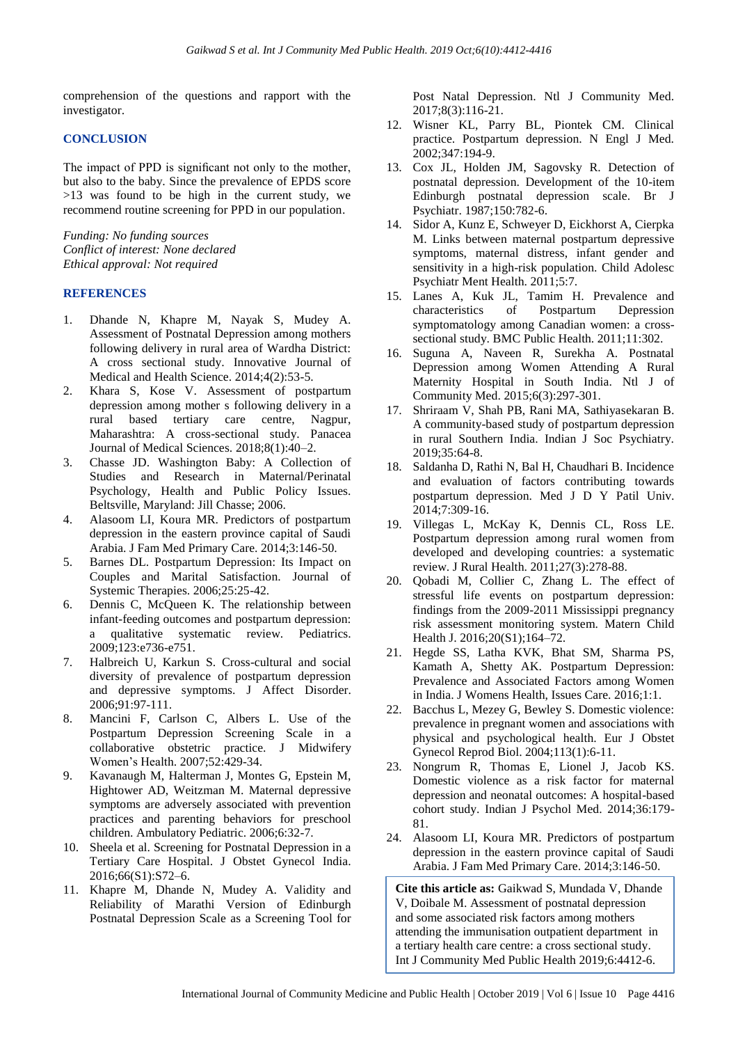comprehension of the questions and rapport with the investigator.

## CONCLUSION

The impact of PPD is significant not only to the mother, but also to the baby. Since the prevalence of EPDS score >13 was found to be high in the current study, we recommend routine screening for PPD in our population.

*Funding: No funding sources*
*Conflict of interest: None declared*
*Ethical approval: Not required*

## REFERENCES

1. Dhande N, Khapre M, Nayak S, Mudey A. Assessment of Postnatal Depression among mothers following delivery in rural area of Wardha District: A cross sectional study. Innovative Journal of Medical and Health Science. 2014;4(2):53-5.
2. Khara S, Kose V. Assessment of postpartum depression among mother s following delivery in a rural based tertiary care centre, Nagpur, Maharashtra: A cross-sectional study. Panacea Journal of Medical Sciences. 2018;8(1):40–2.
3. Chasse JD. Washington Baby: A Collection of Studies and Research in Maternal/Perinatal Psychology, Health and Public Policy Issues. Beltsville, Maryland: Jill Chasse; 2006.
4. Alasoom LI, Koura MR. Predictors of postpartum depression in the eastern province capital of Saudi Arabia. J Fam Med Primary Care. 2014;3:146-50.
5. Barnes DL. Postpartum Depression: Its Impact on Couples and Marital Satisfaction. Journal of Systemic Therapies. 2006;25:25-42.
6. Dennis C, McQueen K. The relationship between infant-feeding outcomes and postpartum depression: a qualitative systematic review. Pediatrics. 2009;123:e736-e751.
7. Halbreich U, Karkun S. Cross-cultural and social diversity of prevalence of postpartum depression and depressive symptoms. J Affect Disorder. 2006;91:97-111.
8. Mancini F, Carlson C, Albers L. Use of the Postpartum Depression Screening Scale in a collaborative obstetric practice. J Midwifery Women's Health. 2007;52:429-34.
9. Kavanaugh M, Halterman J, Montes G, Epstein M, Hightower AD, Weitzman M. Maternal depressive symptoms are adversely associated with prevention practices and parenting behaviors for preschool children. Ambulatory Pediatric. 2006;6:32-7.
10. Sheela et al. Screening for Postnatal Depression in a Tertiary Care Hospital. J Obstet Gynecol India. 2016;66(S1):S72–6.
11. Khapre M, Dhande N, Mudey A. Validity and Reliability of Marathi Version of Edinburgh Postnatal Depression Scale as a Screening Tool for Post Natal Depression. Ntl J Community Med. 2017;8(3):116-21.
12. Wisner KL, Parry BL, Piontek CM. Clinical practice. Postpartum depression. N Engl J Med. 2002;347:194-9.
13. Cox JL, Holden JM, Sagovsky R. Detection of postnatal depression. Development of the 10-item Edinburgh postnatal depression scale. Br J Psychiatr. 1987;150:782-6.
14. Sidor A, Kunz E, Schweyer D, Eickhorst A, Cierpka M. Links between maternal postpartum depressive symptoms, maternal distress, infant gender and sensitivity in a high-risk population. Child Adolesc Psychiatr Ment Health. 2011;5:7.
15. Lanes A, Kuk JL, Tamim H. Prevalence and characteristics of Postpartum Depression symptomatology among Canadian women: a cross-sectional study. BMC Public Health. 2011;11:302.
16. Suguna A, Naveen R, Surekha A. Postnatal Depression among Women Attending A Rural Maternity Hospital in South India. Ntl J of Community Med. 2015;6(3):297-301.
17. Shriraam V, Shah PB, Rani MA, Sathiyasekaran B. A community-based study of postpartum depression in rural Southern India. Indian J Soc Psychiatry. 2019;35:64-8.
18. Saldanha D, Rathi N, Bal H, Chaudhari B. Incidence and evaluation of factors contributing towards postpartum depression. Med J D Y Patil Univ. 2014;7:309-16.
19. Villegas L, McKay K, Dennis CL, Ross LE. Postpartum depression among rural women from developed and developing countries: a systematic review. J Rural Health. 2011;27(3):278-88.
20. Qobadi M, Collier C, Zhang L. The effect of stressful life events on postpartum depression: findings from the 2009-2011 Mississippi pregnancy risk assessment monitoring system. Matern Child Health J. 2016;20(S1);164–72.
21. Hegde SS, Latha KVK, Bhat SM, Sharma PS, Kamath A, Shetty AK. Postpartum Depression: Prevalence and Associated Factors among Women in India. J Womens Health, Issues Care. 2016;1:1.
22. Bacchus L, Mezey G, Bewley S. Domestic violence: prevalence in pregnant women and associations with physical and psychological health. Eur J Obstet Gynecol Reprod Biol. 2004;113(1):6-11.
23. Nongrum R, Thomas E, Lionel J, Jacob KS. Domestic violence as a risk factor for maternal depression and neonatal outcomes: A hospital-based cohort study. Indian J Psychol Med. 2014;36:179-81.
24. Alasoom LI, Koura MR. Predictors of postpartum depression in the eastern province capital of Saudi Arabia. J Fam Med Primary Care. 2014;3:146-50.

**Cite this article as:** Gaikwad S, Mundada V, Dhande V, Doibale M. Assessment of postnatal depression and some associated risk factors among mothers attending the immunisation outpatient department in a tertiary health care centre: a cross sectional study. Int J Community Med Public Health 2019;6:4412-6.